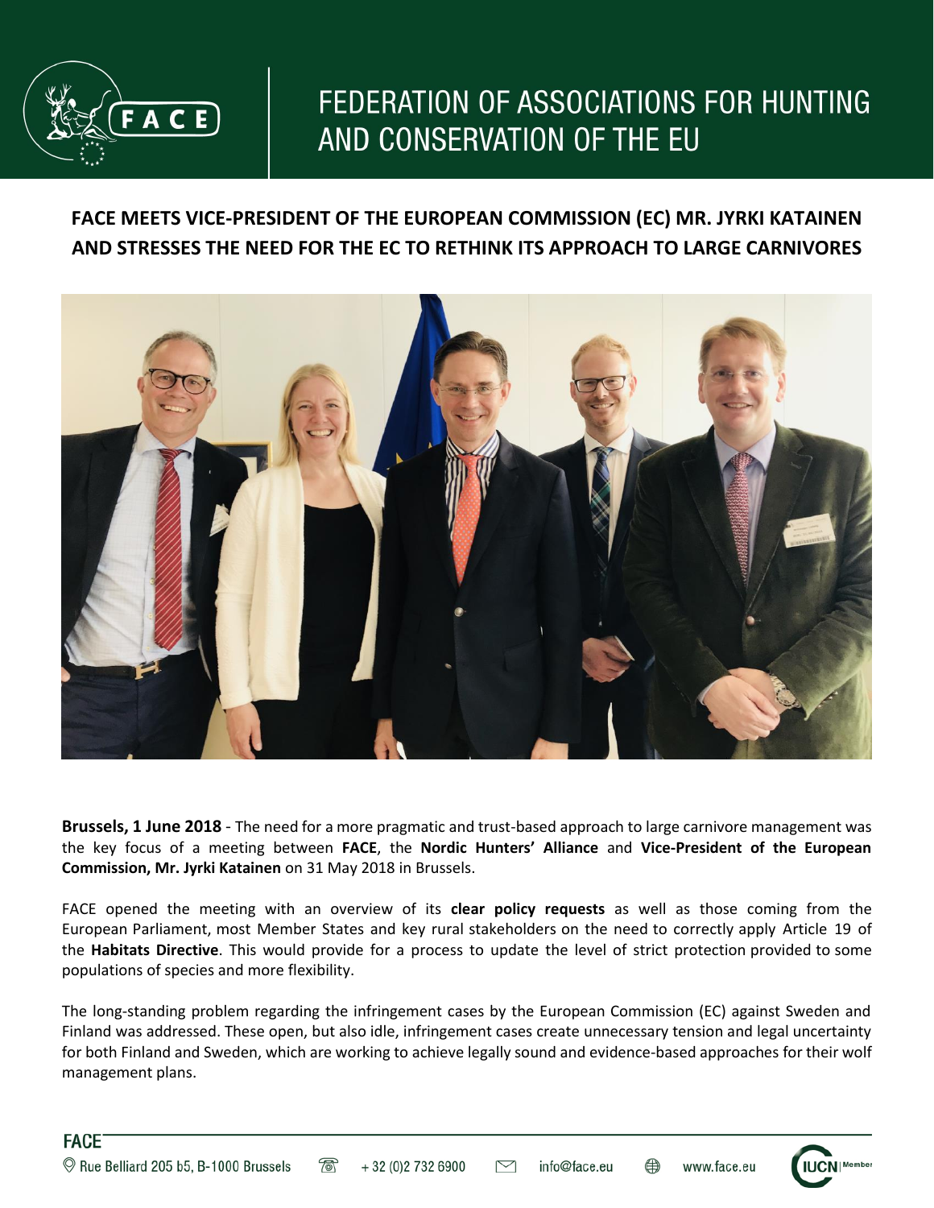# FEDERATION OF ASSOCIATIONS FOR HUNTING AND CONSERVATION OF THE EU

## FACE MEETS VICE-PRESIDENT OF THE EUROPEAN COMMISSION (EC) MR. JYRKI KATAINEN AND STRESSES THE NEED FOR THE EC TO RETHINK ITS APPROACH TO LARGE CARNIVORES

**Brussels, 1 June 2018** - The need for a more pragmatic and trust-based approach to large carnivore management was the key focus of a meeting between **FACE**, the **Nordic Hunters' Alliance** and **Vice-President of the European Commission, Mr. Jyrki Katainen** on 31 May 2018 in Brussels.

FACE opened the meeting with an overview of its **clear policy requests** as well as those coming from the European Parliament, most Member States and key rural stakeholders on the need to correctly apply Article 19 of the **Habitats Directive**. This would provide for a process to update the level of strict protection provided to some populations of species and more flexibility.

The long-standing problem regarding the infringement cases by the European Commission (EC) against Sweden and Finland was addressed. These open, but also idle, infringement cases create unnecessary tension and legal uncertainty for both Finland and Sweden, which are working to achieve legally sound and evidence-based approaches for their wolf management plans.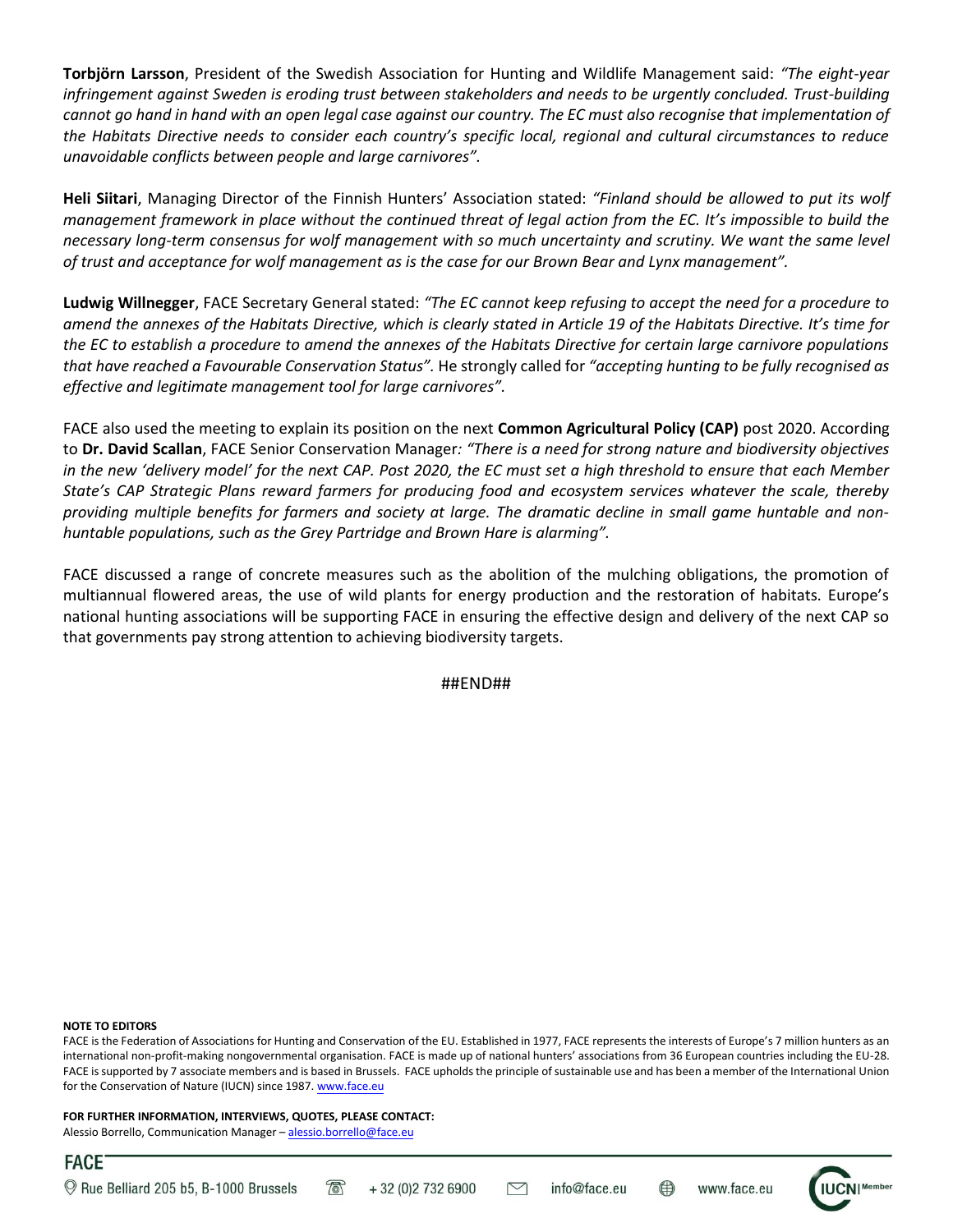**Torbjörn Larsson**, President of the Swedish Association for Hunting and Wildlife Management said: *"The eight-year infringement against Sweden is eroding trust between stakeholders and needs to be urgently concluded. Trust-building cannot go hand in hand with an open legal case against our country. The EC must also recognise that implementation of the Habitats Directive needs to consider each country's specific local, regional and cultural circumstances to reduce unavoidable conflicts between people and large carnivores".*

**Heli Siitari**, Managing Director of the Finnish Hunters' Association stated: *"Finland should be allowed to put its wolf management framework in place without the continued threat of legal action from the EC. It's impossible to build the necessary long-term consensus for wolf management with so much uncertainty and scrutiny. We want the same level of trust and acceptance for wolf management as is the case for our Brown Bear and Lynx management".*

**Ludwig Willnegger**, FACE Secretary General stated: *"The EC cannot keep refusing to accept the need for a procedure to amend the annexes of the Habitats Directive, which is clearly stated in Article 19 of the Habitats Directive. It's time for the EC to establish a procedure to amend the annexes of the Habitats Directive for certain large carnivore populations that have reached a Favourable Conservation Status".* He strongly called for *"accepting hunting to be fully recognised as effective and legitimate management tool for large carnivores".*

FACE also used the meeting to explain its position on the next **Common Agricultural Policy (CAP)** post 2020. According to **Dr. David Scallan**, FACE Senior Conservation Manager*: "There is a need for strong nature and biodiversity objectives in the new 'delivery model' for the next CAP. Post 2020, the EC must set a high threshold to ensure that each Member State's CAP Strategic Plans reward farmers for producing food and ecosystem services whatever the scale, thereby providing multiple benefits for farmers and society at large. The dramatic decline in small game huntable and non-huntable populations, such as the Grey Partridge and Brown Hare is alarming".*

FACE discussed a range of concrete measures such as the abolition of the mulching obligations, the promotion of multiannual flowered areas, the use of wild plants for energy production and the restoration of habitats. Europe's national hunting associations will be supporting FACE in ensuring the effective design and delivery of the next CAP so that governments pay strong attention to achieving biodiversity targets.

##END##

**NOTE TO EDITORS**

FACE is the Federation of Associations for Hunting and Conservation of the EU. Established in 1977, FACE represents the interests of Europe's 7 million hunters as an international non-profit-making nongovernmental organisation. FACE is made up of national hunters' associations from 36 European countries including the EU-28. FACE is supported by 7 associate members and is based in Brussels. FACE upholds the principle of sustainable use and has been a member of the International Union for the Conservation of Nature (IUCN) since 1987. www.face.eu

**FOR FURTHER INFORMATION, INTERVIEWS, QUOTES, PLEASE CONTACT:**

Alessio Borrello, Communication Manager – alessio.borrello@face.eu

FACE

Rue Belliard 205 b5, B-1000 Brussels + 32 (0)2 732 6900 info@face.eu www.face.eu